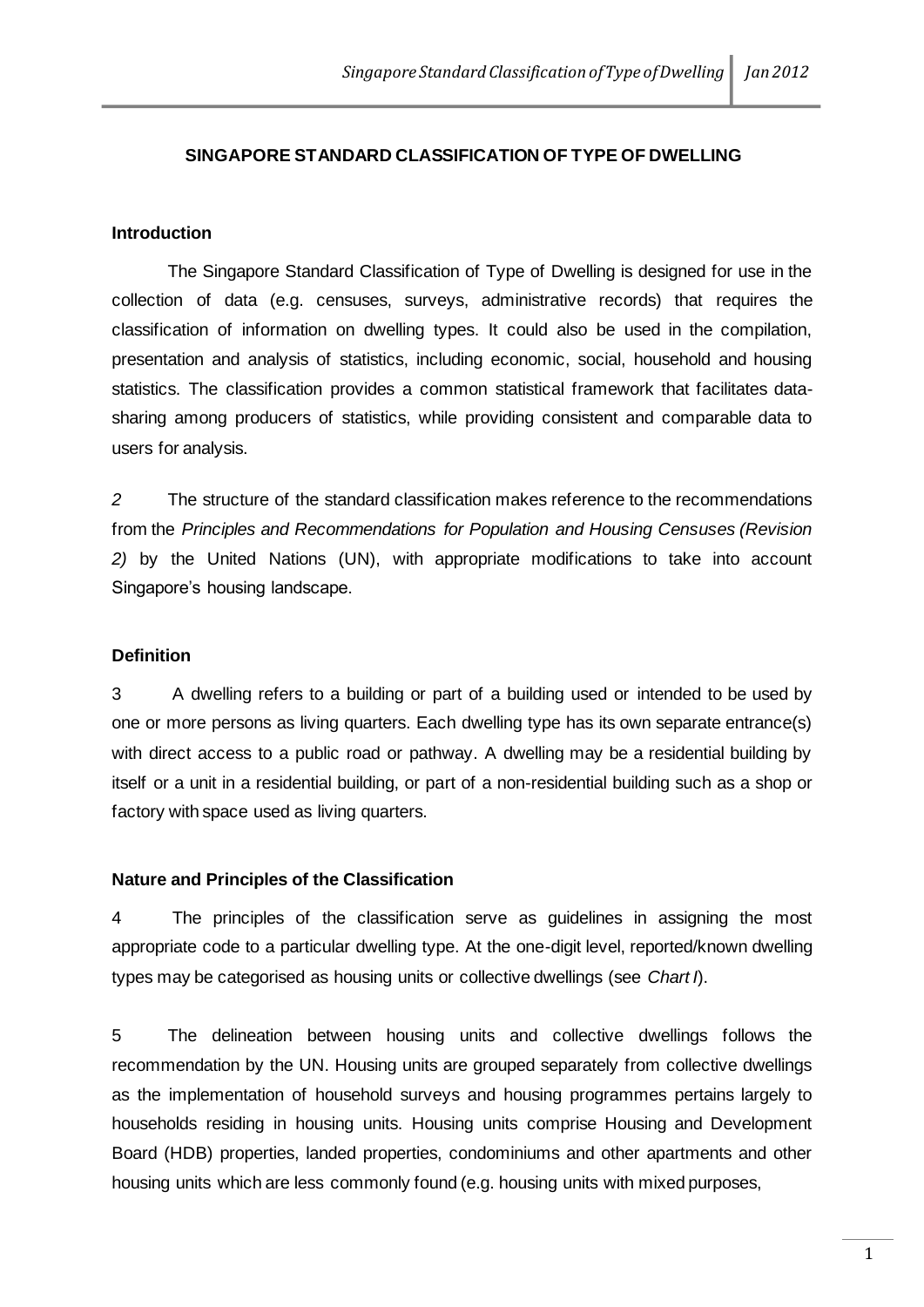# SINGAPORE STANDARD CLASSIFICATION OF TYPE OF DWELLING

## Introduction

The Singapore Standard Classification of Type of Dwelling is designed for use in the collection of data (e.g. censuses, surveys, administrative records) that requires the classification of information on dwelling types. It could also be used in the compilation, presentation and analysis of statistics, including economic, social, household and housing statistics. The classification provides a common statistical framework that facilitates data-sharing among producers of statistics, while providing consistent and comparable data to users for analysis.

*2* The structure of the standard classification makes reference to the recommendations from the *Principles and Recommendations for Population and Housing Censuses (Revision 2)* by the United Nations (UN), with appropriate modifications to take into account Singapore's housing landscape.

## Definition

3 A dwelling refers to a building or part of a building used or intended to be used by one or more persons as living quarters. Each dwelling type has its own separate entrance(s) with direct access to a public road or pathway. A dwelling may be a residential building by itself or a unit in a residential building, or part of a non-residential building such as a shop or factory with space used as living quarters.

## Nature and Principles of the Classification

4 The principles of the classification serve as guidelines in assigning the most appropriate code to a particular dwelling type. At the one-digit level, reported/known dwelling types may be categorised as housing units or collective dwellings (see *Chart I*).

5 The delineation between housing units and collective dwellings follows the recommendation by the UN. Housing units are grouped separately from collective dwellings as the implementation of household surveys and housing programmes pertains largely to households residing in housing units. Housing units comprise Housing and Development Board (HDB) properties, landed properties, condominiums and other apartments and other housing units which are less commonly found (e.g. housing units with mixed purposes,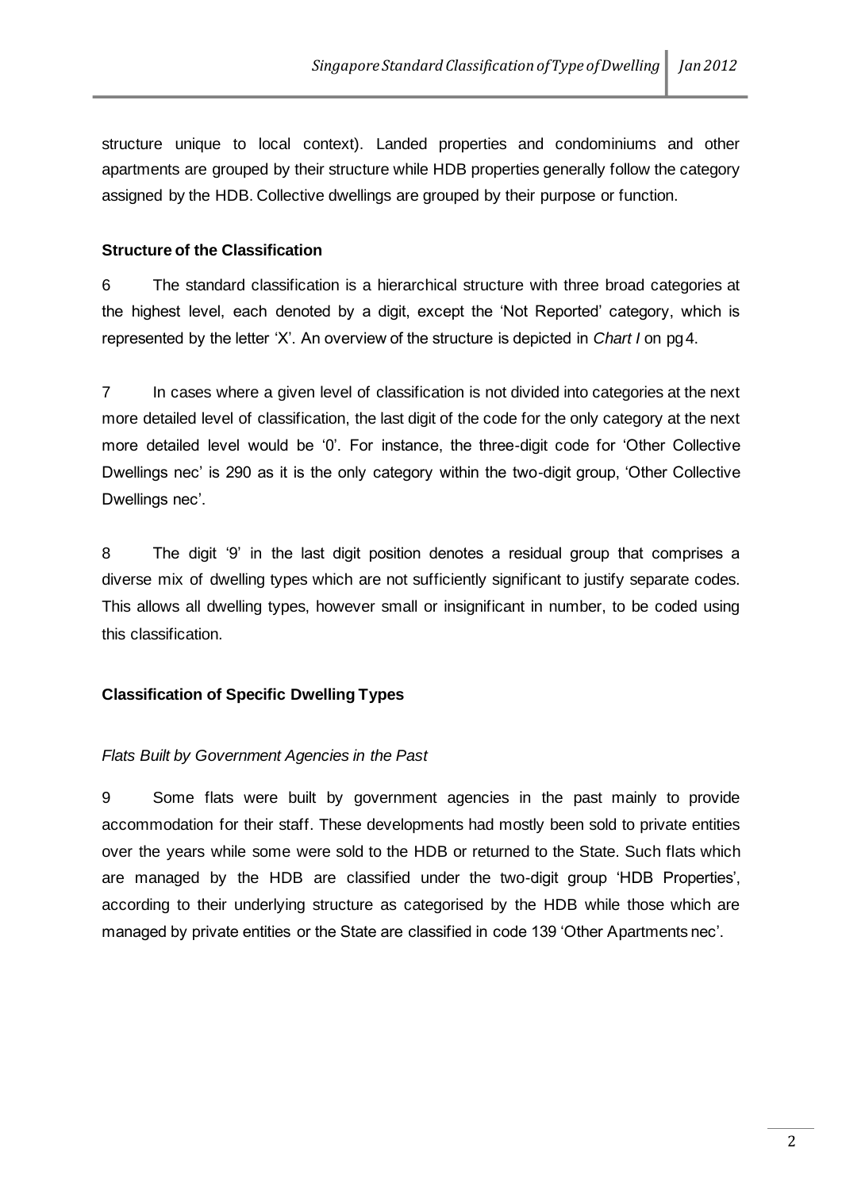structure unique to local context). Landed properties and condominiums and other apartments are grouped by their structure while HDB properties generally follow the category assigned by the HDB. Collective dwellings are grouped by their purpose or function.

**Structure of the Classification**

6 The standard classification is a hierarchical structure with three broad categories at the highest level, each denoted by a digit, except the 'Not Reported' category, which is represented by the letter 'X'. An overview of the structure is depicted in *Chart I* on pg 4.

7 In cases where a given level of classification is not divided into categories at the next more detailed level of classification, the last digit of the code for the only category at the next more detailed level would be '0'. For instance, the three-digit code for 'Other Collective Dwellings nec' is 290 as it is the only category within the two-digit group, 'Other Collective Dwellings nec'.

8 The digit '9' in the last digit position denotes a residual group that comprises a diverse mix of dwelling types which are not sufficiently significant to justify separate codes. This allows all dwelling types, however small or insignificant in number, to be coded using this classification.

**Classification of Specific Dwelling Types**

*Flats Built by Government Agencies in the Past*

9 Some flats were built by government agencies in the past mainly to provide accommodation for their staff. These developments had mostly been sold to private entities over the years while some were sold to the HDB or returned to the State. Such flats which are managed by the HDB are classified under the two-digit group 'HDB Properties', according to their underlying structure as categorised by the HDB while those which are managed by private entities or the State are classified in code 139 'Other Apartments nec'.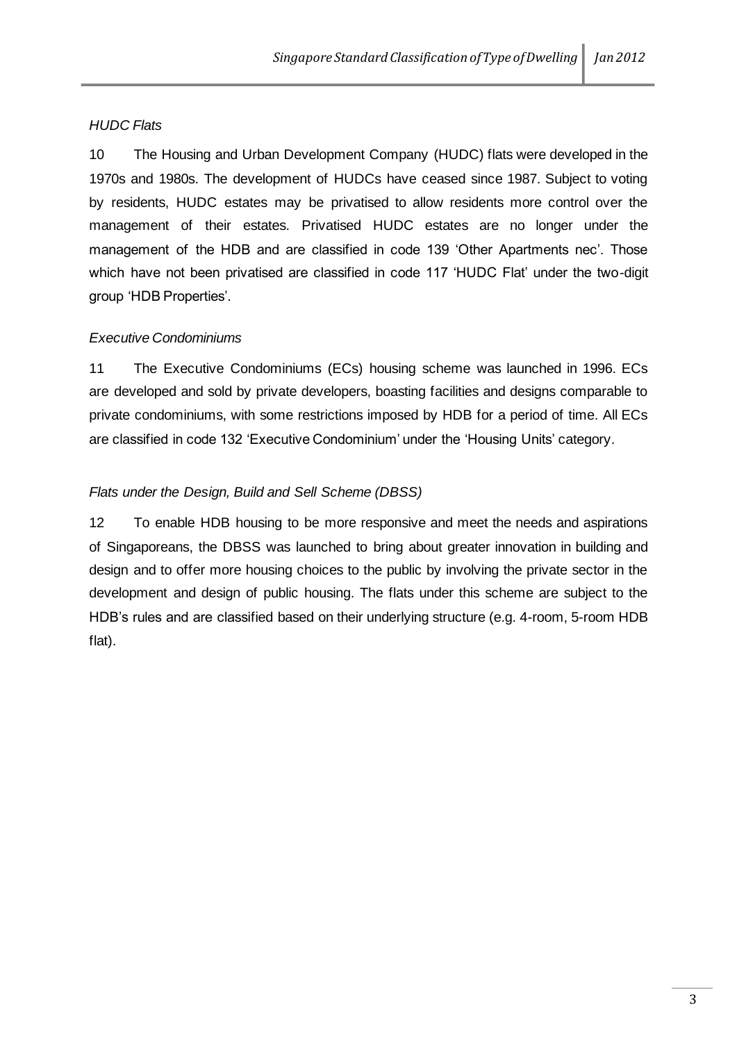*HUDC Flats*

10 The Housing and Urban Development Company (HUDC) flats were developed in the 1970s and 1980s. The development of HUDCs have ceased since 1987. Subject to voting by residents, HUDC estates may be privatised to allow residents more control over the management of their estates. Privatised HUDC estates are no longer under the management of the HDB and are classified in code 139 'Other Apartments nec'. Those which have not been privatised are classified in code 117 'HUDC Flat' under the two-digit group 'HDB Properties'.

*Executive Condominiums*

11 The Executive Condominiums (ECs) housing scheme was launched in 1996. ECs are developed and sold by private developers, boasting facilities and designs comparable to private condominiums, with some restrictions imposed by HDB for a period of time. All ECs are classified in code 132 'Executive Condominium' under the 'Housing Units' category.

*Flats under the Design, Build and Sell Scheme (DBSS)*

12 To enable HDB housing to be more responsive and meet the needs and aspirations of Singaporeans, the DBSS was launched to bring about greater innovation in building and design and to offer more housing choices to the public by involving the private sector in the development and design of public housing. The flats under this scheme are subject to the HDB's rules and are classified based on their underlying structure (e.g. 4-room, 5-room HDB flat).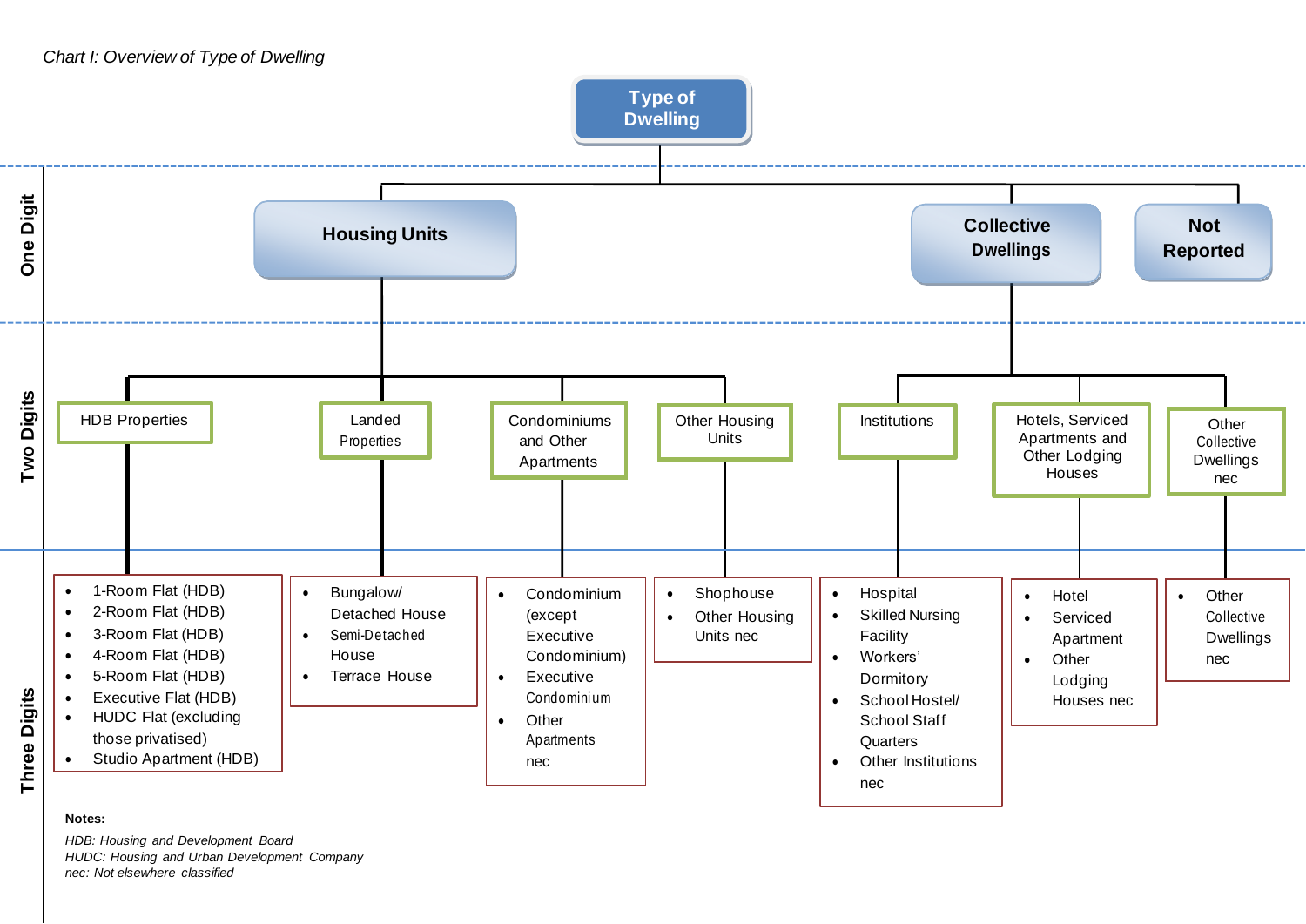*Chart I: Overview of Type of Dwelling*

**Type of Dwelling**

**One Digit**

- **Housing Units**
- **Collective Dwellings**
- **Not Reported**

**Two Digits** / **Three Digits**

- **Housing Units**
  - HDB Properties
    - 1-Room Flat (HDB)
    - 2-Room Flat (HDB)
    - 3-Room Flat (HDB)
    - 4-Room Flat (HDB)
    - 5-Room Flat (HDB)
    - Executive Flat (HDB)
    - HUDC Flat (excluding those privatised)
    - Studio Apartment (HDB)
  - Landed Properties
    - Bungalow/ Detached House
    - Semi-Detached House
    - Terrace House
  - Condominiums and Other Apartments
    - Condominium (except Executive Condominium)
    - Executive Condominium
    - Other Apartments nec
  - Other Housing Units
    - Shophouse
    - Other Housing Units nec
- **Collective Dwellings**
  - Institutions
    - Hospital
    - Skilled Nursing Facility
    - Workers' Dormitory
    - School Hostel/ School Staff Quarters
    - Other Institutions nec
  - Hotels, Serviced Apartments and Other Lodging Houses
    - Hotel
    - Serviced Apartment
    - Other Lodging Houses nec
  - Other Collective Dwellings nec
    - Other Collective Dwellings nec
- **Not Reported**

**Notes:**

*HDB: Housing and Development Board*
*HUDC: Housing and Urban Development Company*
*nec: Not elsewhere classified*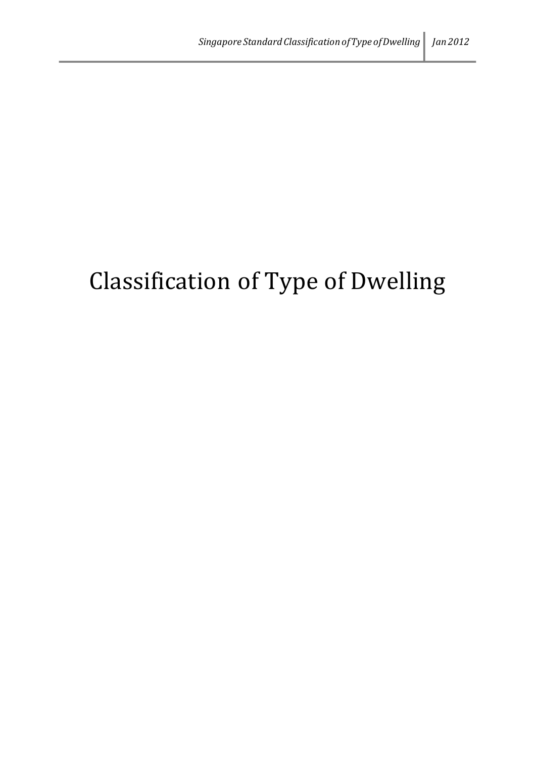# Classification of Type of Dwelling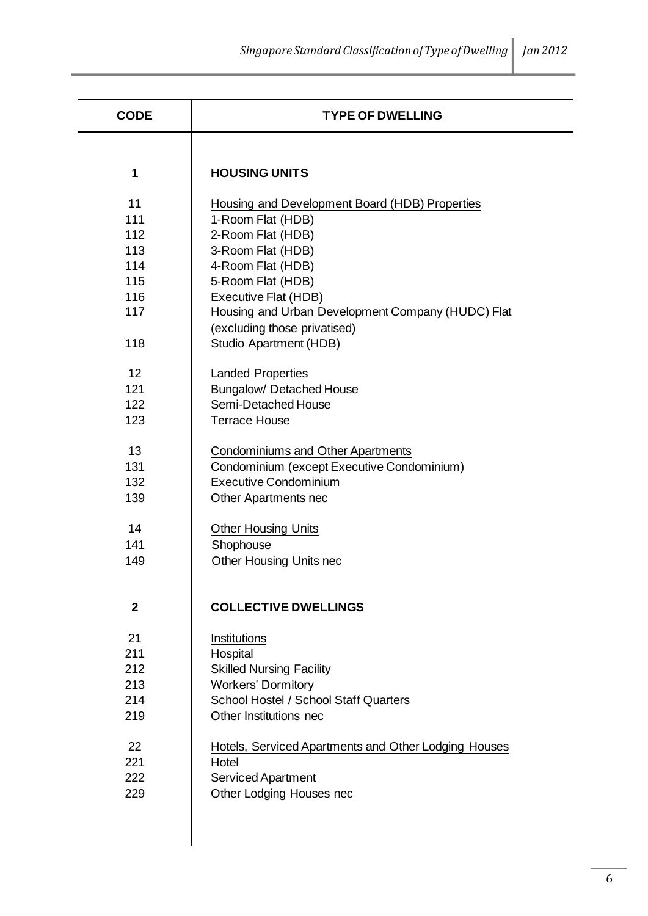| CODE | TYPE OF DWELLING |
|---|---|
| **1** | **HOUSING UNITS** |
| 11 | Housing and Development Board (HDB) Properties |
| 111 | 1-Room Flat (HDB) |
| 112 | 2-Room Flat (HDB) |
| 113 | 3-Room Flat (HDB) |
| 114 | 4-Room Flat (HDB) |
| 115 | 5-Room Flat (HDB) |
| 116 | Executive Flat (HDB) |
| 117 | Housing and Urban Development Company (HUDC) Flat (excluding those privatised) |
| 118 | Studio Apartment (HDB) |
| 12 | Landed Properties |
| 121 | Bungalow/ Detached House |
| 122 | Semi-Detached House |
| 123 | Terrace House |
| 13 | Condominiums and Other Apartments |
| 131 | Condominium (except Executive Condominium) |
| 132 | Executive Condominium |
| 139 | Other Apartments nec |
| 14 | Other Housing Units |
| 141 | Shophouse |
| 149 | Other Housing Units nec |
| **2** | **COLLECTIVE DWELLINGS** |
| 21 | Institutions |
| 211 | Hospital |
| 212 | Skilled Nursing Facility |
| 213 | Workers' Dormitory |
| 214 | School Hostel / School Staff Quarters |
| 219 | Other Institutions nec |
| 22 | Hotels, Serviced Apartments and Other Lodging Houses |
| 221 | Hotel |
| 222 | Serviced Apartment |
| 229 | Other Lodging Houses nec |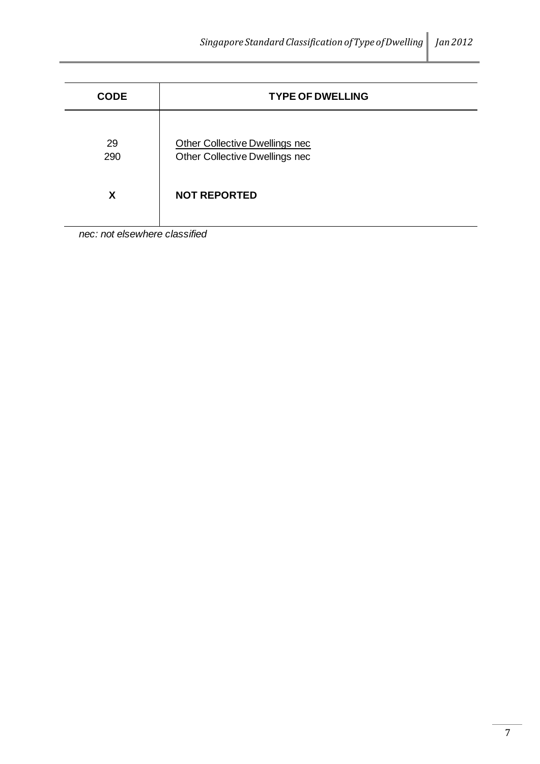| CODE | TYPE OF DWELLING |
| --- | --- |
| 29 | Other Collective Dwellings nec |
| 290 | Other Collective Dwellings nec |
| **X** | **NOT REPORTED** |

*nec: not elsewhere classified*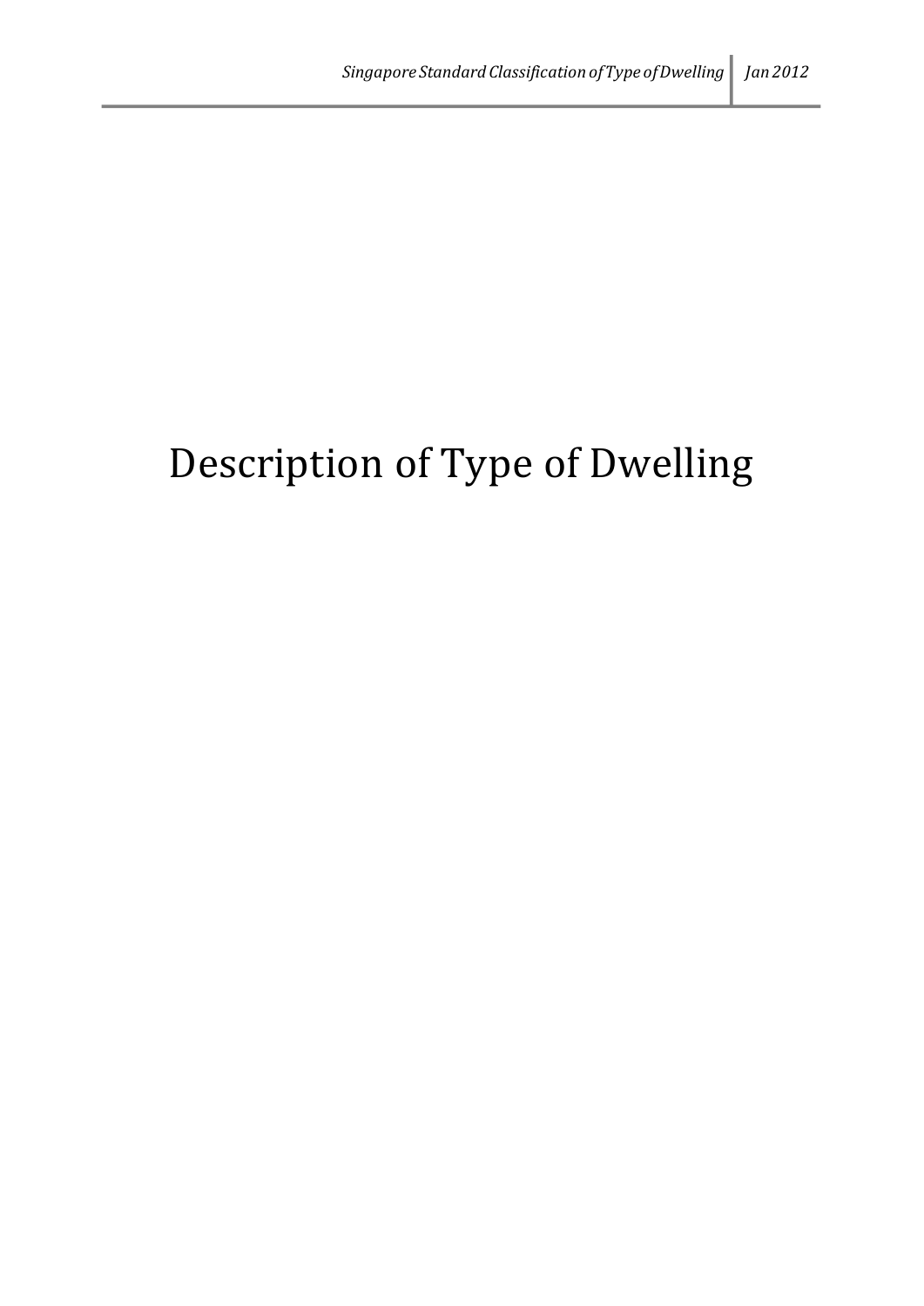# Description of Type of Dwelling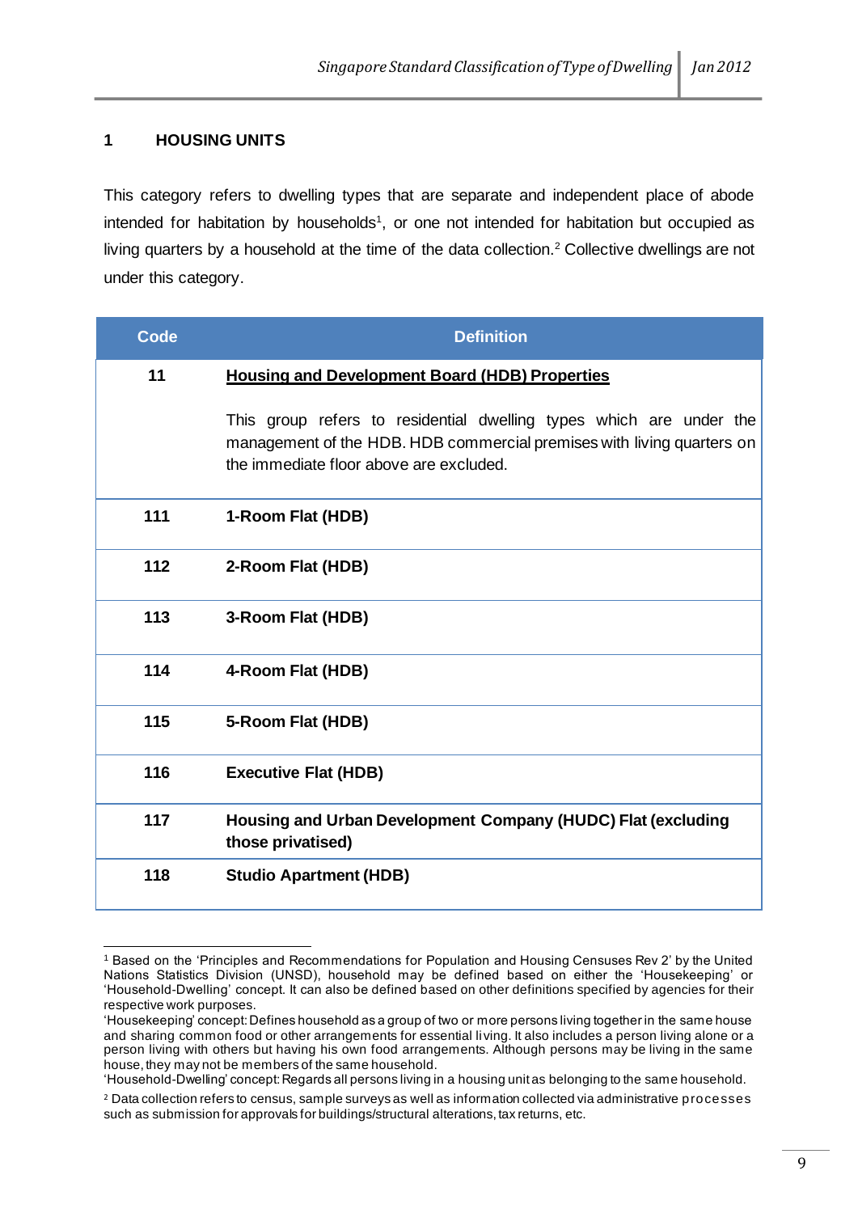## 1 HOUSING UNITS

This category refers to dwelling types that are separate and independent place of abode intended for habitation by households[1], or one not intended for habitation but occupied as living quarters by a household at the time of the data collection.[2] Collective dwellings are not under this category.

| Code | Definition |
|---|---|
| 11 | <u>**Housing and Development Board (HDB) Properties**</u><br><br>This group refers to residential dwelling types which are under the management of the HDB. HDB commercial premises with living quarters on the immediate floor above are excluded. |
| 111 | **1-Room Flat (HDB)** |
| 112 | **2-Room Flat (HDB)** |
| 113 | **3-Room Flat (HDB)** |
| 114 | **4-Room Flat (HDB)** |
| 115 | **5-Room Flat (HDB)** |
| 116 | **Executive Flat (HDB)** |
| 117 | **Housing and Urban Development Company (HUDC) Flat (excluding those privatised)** |
| 118 | **Studio Apartment (HDB)** |

---

[1] Based on the 'Principles and Recommendations for Population and Housing Censuses Rev 2' by the United Nations Statistics Division (UNSD), household may be defined based on either the 'Housekeeping' or 'Household-Dwelling' concept. It can also be defined based on other definitions specified by agencies for their respective work purposes.
'Housekeeping' concept: Defines household as a group of two or more persons living together in the same house and sharing common food or other arrangements for essential living. It also includes a person living alone or a person living with others but having his own food arrangements. Although persons may be living in the same house, they may not be members of the same household.
'Household-Dwelling' concept: Regards all persons living in a housing unit as belonging to the same household.

[2] Data collection refers to census, sample surveys as well as information collected via administrative processes such as submission for approvals for buildings/structural alterations, tax returns, etc.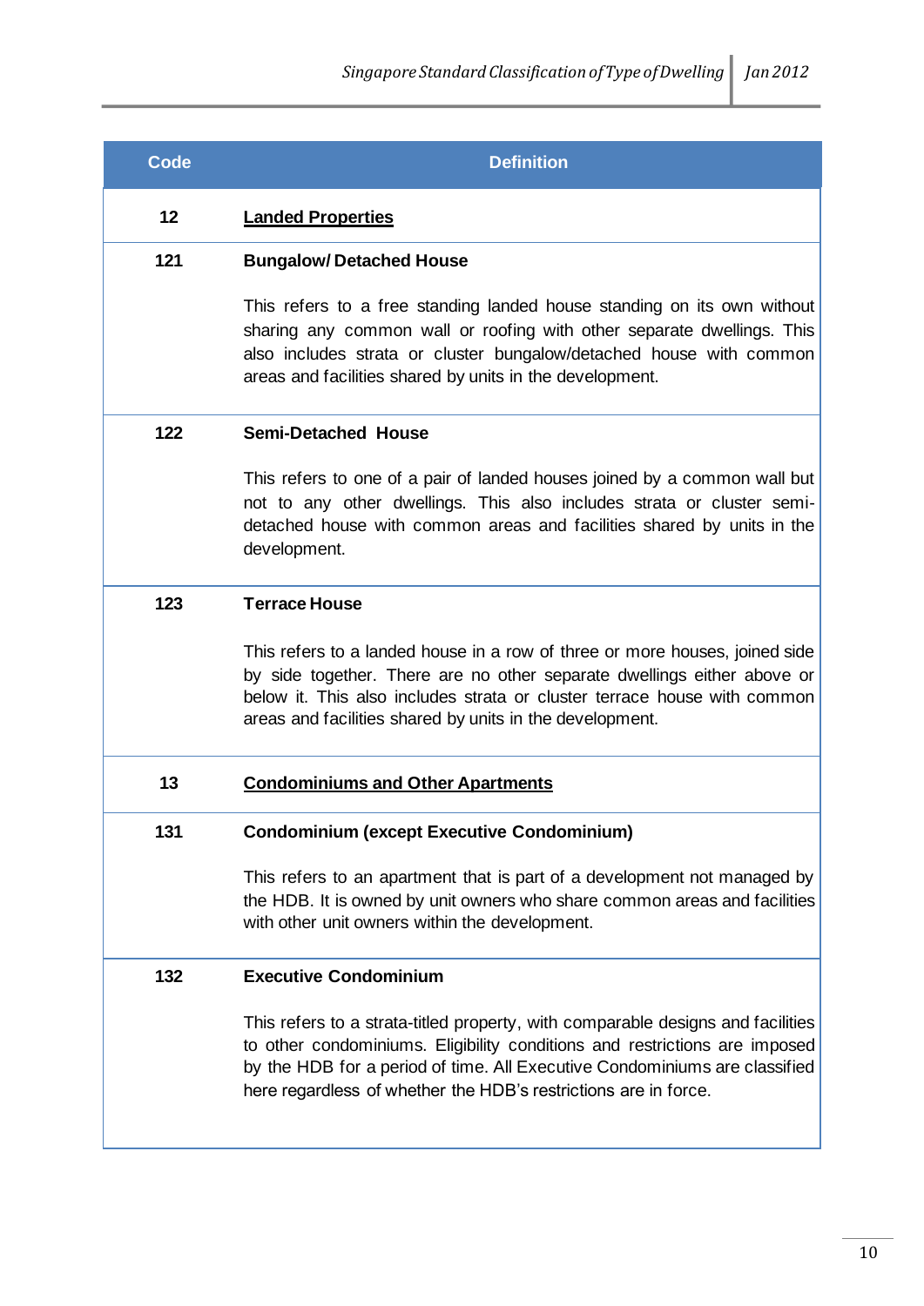| Code | Definition |
|---|---|
| **12** | **<u>Landed Properties</u>** |
| **121** | **Bungalow/ Detached House**<br><br>This refers to a free standing landed house standing on its own without sharing any common wall or roofing with other separate dwellings. This also includes strata or cluster bungalow/detached house with common areas and facilities shared by units in the development. |
| **122** | **Semi-Detached House**<br><br>This refers to one of a pair of landed houses joined by a common wall but not to any other dwellings. This also includes strata or cluster semi-detached house with common areas and facilities shared by units in the development. |
| **123** | **Terrace House**<br><br>This refers to a landed house in a row of three or more houses, joined side by side together. There are no other separate dwellings either above or below it. This also includes strata or cluster terrace house with common areas and facilities shared by units in the development. |
| **13** | **<u>Condominiums and Other Apartments</u>** |
| **131** | **Condominium (except Executive Condominium)**<br><br>This refers to an apartment that is part of a development not managed by the HDB. It is owned by unit owners who share common areas and facilities with other unit owners within the development. |
| **132** | **Executive Condominium**<br><br>This refers to a strata-titled property, with comparable designs and facilities to other condominiums. Eligibility conditions and restrictions are imposed by the HDB for a period of time. All Executive Condominiums are classified here regardless of whether the HDB's restrictions are in force. |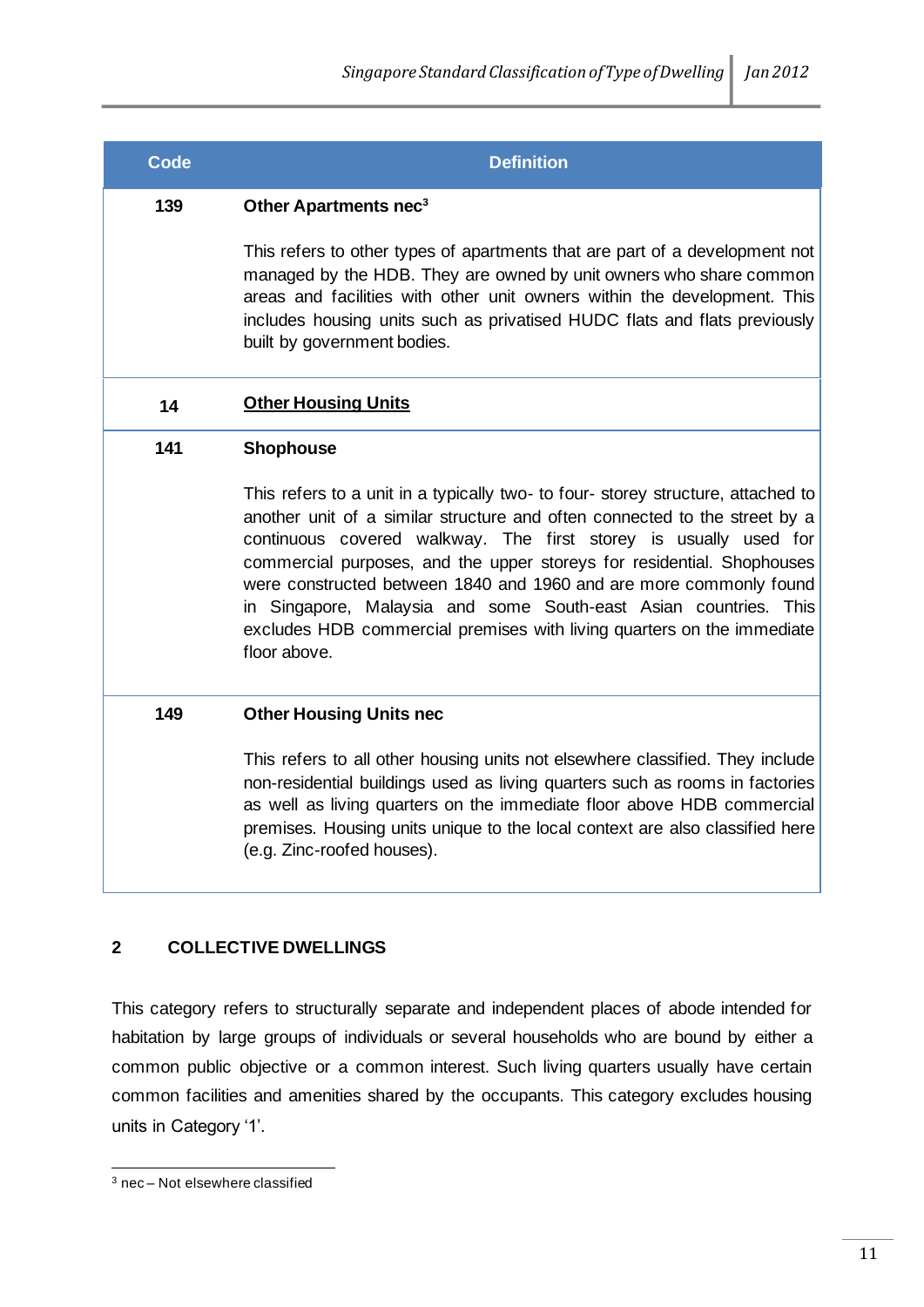| Code | Definition |
|---|---|
| 139 | **Other Apartments nec[3]**<br><br>This refers to other types of apartments that are part of a development not managed by the HDB. They are owned by unit owners who share common areas and facilities with other unit owners within the development. This includes housing units such as privatised HUDC flats and flats previously built by government bodies. |
| 14 | **Other Housing Units** |
| 141 | **Shophouse**<br><br>This refers to a unit in a typically two- to four- storey structure, attached to another unit of a similar structure and often connected to the street by a continuous covered walkway. The first storey is usually used for commercial purposes, and the upper storeys for residential. Shophouses were constructed between 1840 and 1960 and are more commonly found in Singapore, Malaysia and some South-east Asian countries. This excludes HDB commercial premises with living quarters on the immediate floor above. |
| 149 | **Other Housing Units nec**<br><br>This refers to all other housing units not elsewhere classified. They include non-residential buildings used as living quarters such as rooms in factories as well as living quarters on the immediate floor above HDB commercial premises. Housing units unique to the local context are also classified here (e.g. Zinc-roofed houses). |

## 2 COLLECTIVE DWELLINGS

This category refers to structurally separate and independent places of abode intended for habitation by large groups of individuals or several households who are bound by either a common public objective or a common interest. Such living quarters usually have certain common facilities and amenities shared by the occupants. This category excludes housing units in Category '1'.

[3] nec – Not elsewhere classified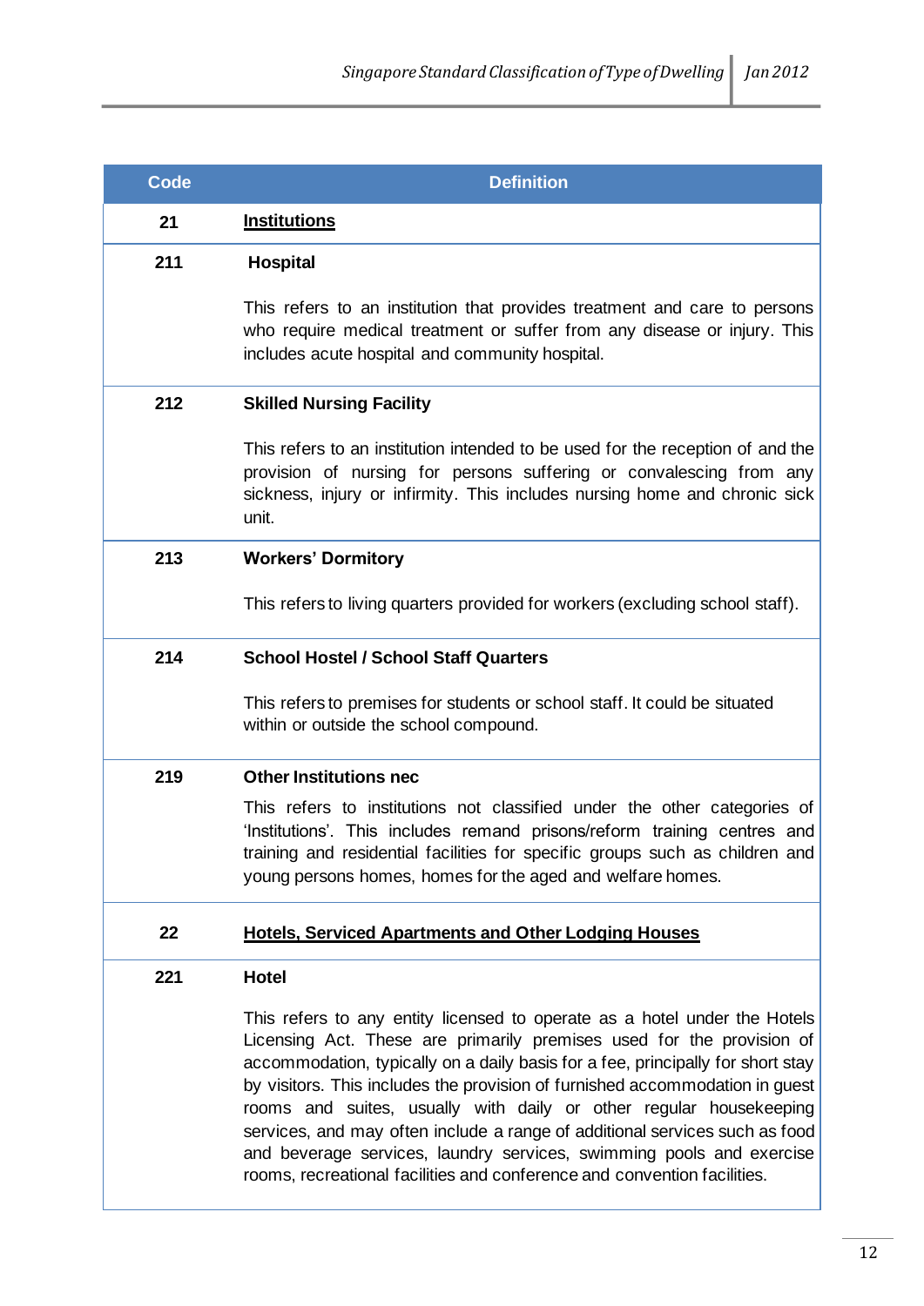| Code | Definition |
|---|---|
| **21** | **Institutions** |
| **211** | **Hospital**<br><br>This refers to an institution that provides treatment and care to persons who require medical treatment or suffer from any disease or injury. This includes acute hospital and community hospital. |
| **212** | **Skilled Nursing Facility**<br><br>This refers to an institution intended to be used for the reception of and the provision of nursing for persons suffering or convalescing from any sickness, injury or infirmity. This includes nursing home and chronic sick unit. |
| **213** | **Workers' Dormitory**<br><br>This refers to living quarters provided for workers (excluding school staff). |
| **214** | **School Hostel / School Staff Quarters**<br><br>This refers to premises for students or school staff. It could be situated within or outside the school compound. |
| **219** | **Other Institutions nec**<br><br>This refers to institutions not classified under the other categories of 'Institutions'. This includes remand prisons/reform training centres and training and residential facilities for specific groups such as children and young persons homes, homes for the aged and welfare homes. |
| **22** | **Hotels, Serviced Apartments and Other Lodging Houses** |
| **221** | **Hotel**<br><br>This refers to any entity licensed to operate as a hotel under the Hotels Licensing Act. These are primarily premises used for the provision of accommodation, typically on a daily basis for a fee, principally for short stay by visitors. This includes the provision of furnished accommodation in guest rooms and suites, usually with daily or other regular housekeeping services, and may often include a range of additional services such as food and beverage services, laundry services, swimming pools and exercise rooms, recreational facilities and conference and convention facilities. |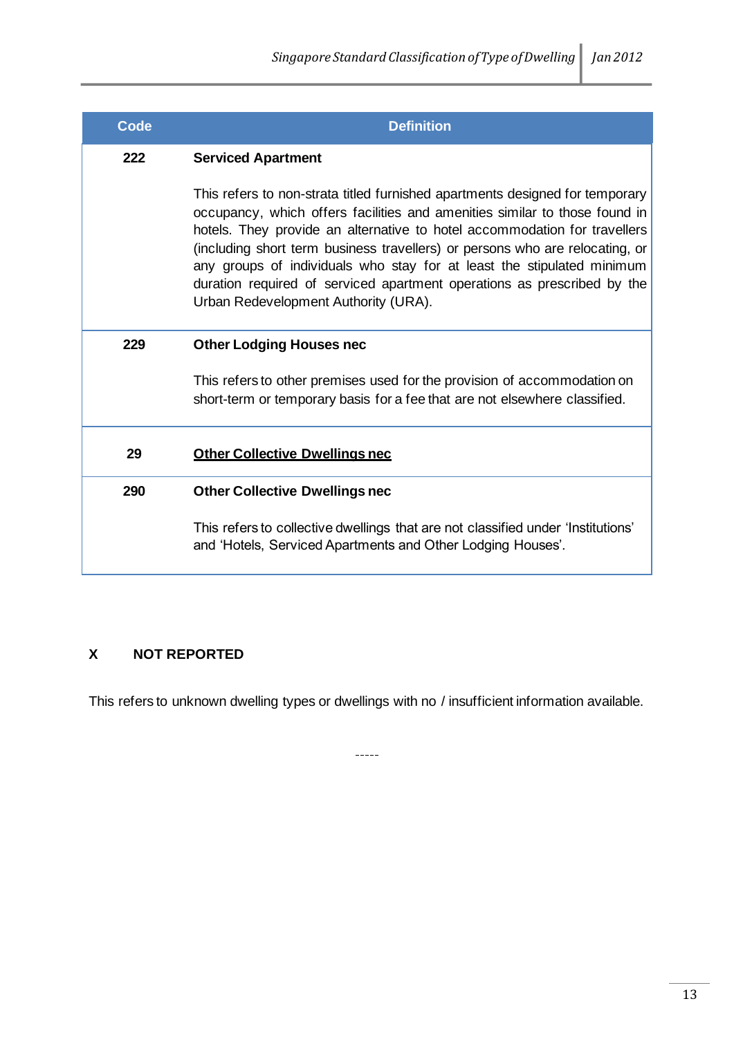| Code | Definition |
|---|---|
| **222** | **Serviced Apartment**<br><br>This refers to non-strata titled furnished apartments designed for temporary occupancy, which offers facilities and amenities similar to those found in hotels. They provide an alternative to hotel accommodation for travellers (including short term business travellers) or persons who are relocating, or any groups of individuals who stay for at least the stipulated minimum duration required of serviced apartment operations as prescribed by the Urban Redevelopment Authority (URA). |
| **229** | **Other Lodging Houses nec**<br><br>This refers to other premises used for the provision of accommodation on short-term or temporary basis for a fee that are not elsewhere classified. |
| **29** | **<u>Other Collective Dwellings nec</u>** |
| **290** | **Other Collective Dwellings nec**<br><br>This refers to collective dwellings that are not classified under 'Institutions' and 'Hotels, Serviced Apartments and Other Lodging Houses'. |

**X NOT REPORTED**

This refers to unknown dwelling types or dwellings with no / insufficient information available.

-----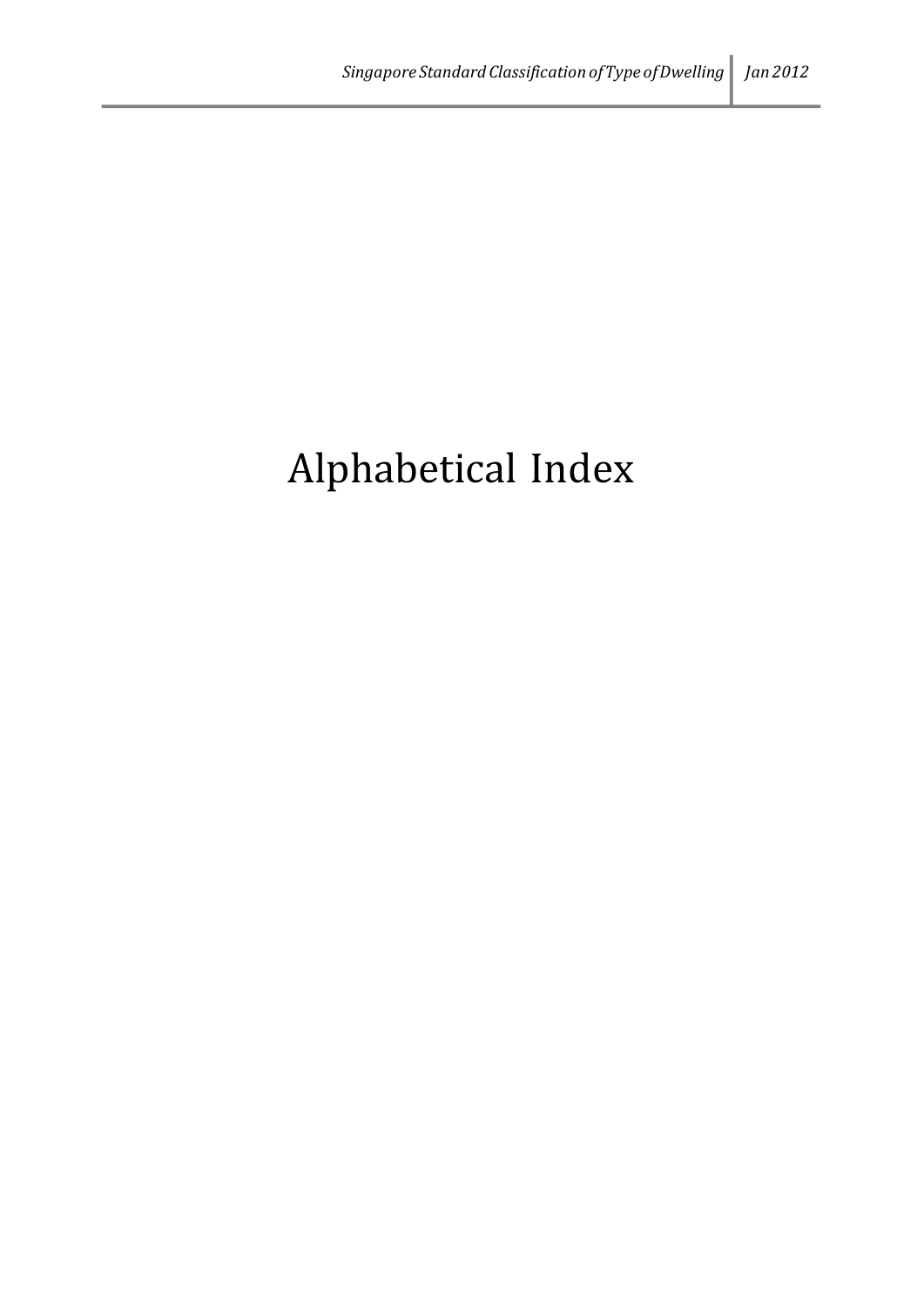# Alphabetical Index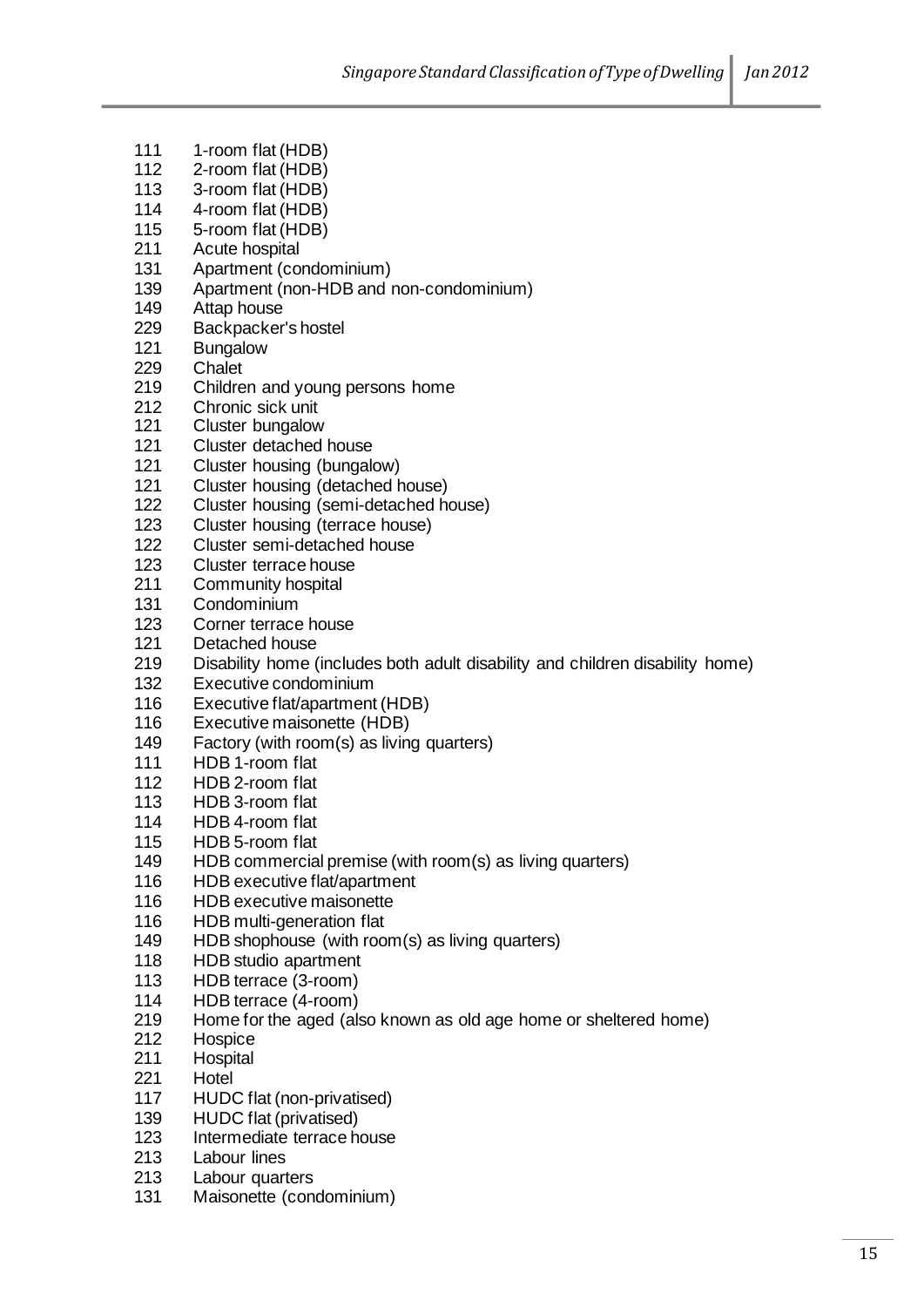| | |
|---|---|
| 111 | 1-room flat (HDB) |
| 112 | 2-room flat (HDB) |
| 113 | 3-room flat (HDB) |
| 114 | 4-room flat (HDB) |
| 115 | 5-room flat (HDB) |
| 211 | Acute hospital |
| 131 | Apartment (condominium) |
| 139 | Apartment (non-HDB and non-condominium) |
| 149 | Attap house |
| 229 | Backpacker's hostel |
| 121 | Bungalow |
| 229 | Chalet |
| 219 | Children and young persons home |
| 212 | Chronic sick unit |
| 121 | Cluster bungalow |
| 121 | Cluster detached house |
| 121 | Cluster housing (bungalow) |
| 121 | Cluster housing (detached house) |
| 122 | Cluster housing (semi-detached house) |
| 123 | Cluster housing (terrace house) |
| 122 | Cluster semi-detached house |
| 123 | Cluster terrace house |
| 211 | Community hospital |
| 131 | Condominium |
| 123 | Corner terrace house |
| 121 | Detached house |
| 219 | Disability home (includes both adult disability and children disability home) |
| 132 | Executive condominium |
| 116 | Executive flat/apartment (HDB) |
| 116 | Executive maisonette (HDB) |
| 149 | Factory (with room(s) as living quarters) |
| 111 | HDB 1-room flat |
| 112 | HDB 2-room flat |
| 113 | HDB 3-room flat |
| 114 | HDB 4-room flat |
| 115 | HDB 5-room flat |
| 149 | HDB commercial premise (with room(s) as living quarters) |
| 116 | HDB executive flat/apartment |
| 116 | HDB executive maisonette |
| 116 | HDB multi-generation flat |
| 149 | HDB shophouse (with room(s) as living quarters) |
| 118 | HDB studio apartment |
| 113 | HDB terrace (3-room) |
| 114 | HDB terrace (4-room) |
| 219 | Home for the aged (also known as old age home or sheltered home) |
| 212 | Hospice |
| 211 | Hospital |
| 221 | Hotel |
| 117 | HUDC flat (non-privatised) |
| 139 | HUDC flat (privatised) |
| 123 | Intermediate terrace house |
| 213 | Labour lines |
| 213 | Labour quarters |
| 131 | Maisonette (condominium) |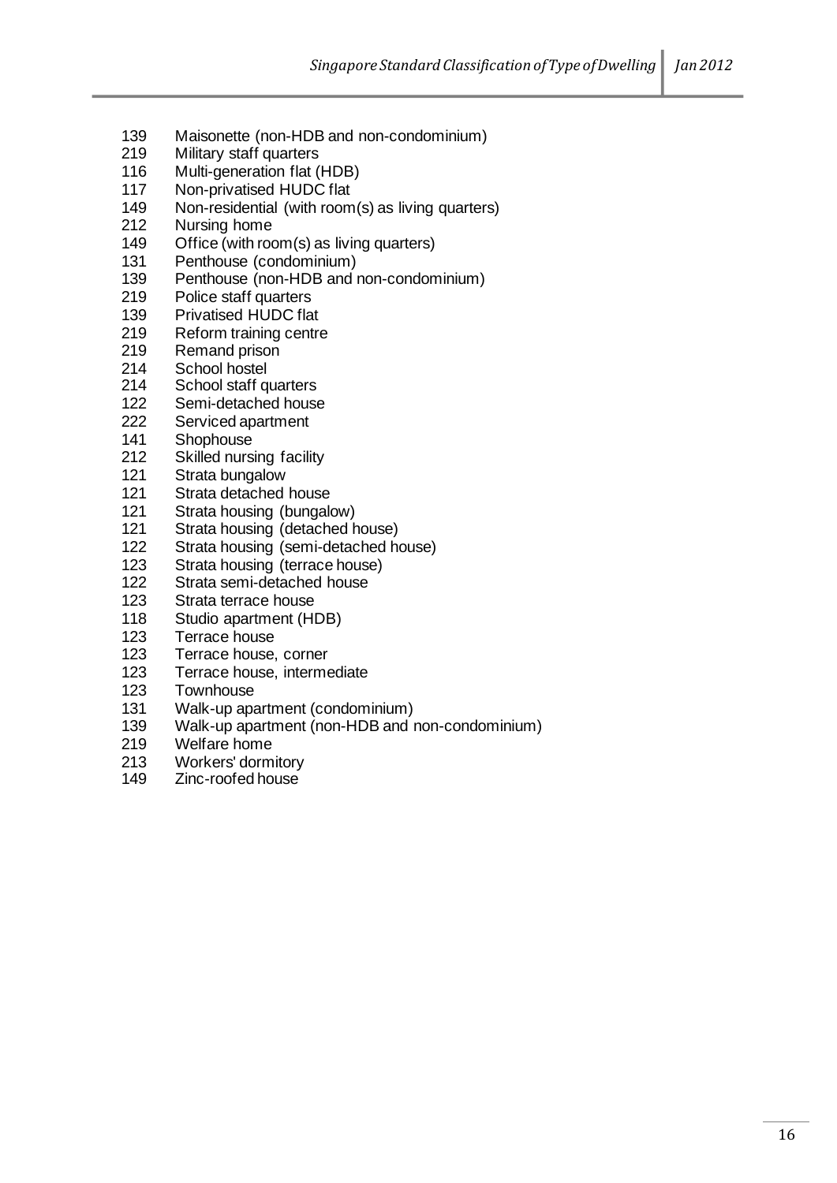| | |
|---|---|
| 139 | Maisonette (non-HDB and non-condominium) |
| 219 | Military staff quarters |
| 116 | Multi-generation flat (HDB) |
| 117 | Non-privatised HUDC flat |
| 149 | Non-residential (with room(s) as living quarters) |
| 212 | Nursing home |
| 149 | Office (with room(s) as living quarters) |
| 131 | Penthouse (condominium) |
| 139 | Penthouse (non-HDB and non-condominium) |
| 219 | Police staff quarters |
| 139 | Privatised HUDC flat |
| 219 | Reform training centre |
| 219 | Remand prison |
| 214 | School hostel |
| 214 | School staff quarters |
| 122 | Semi-detached house |
| 222 | Serviced apartment |
| 141 | Shophouse |
| 212 | Skilled nursing facility |
| 121 | Strata bungalow |
| 121 | Strata detached house |
| 121 | Strata housing (bungalow) |
| 121 | Strata housing (detached house) |
| 122 | Strata housing (semi-detached house) |
| 123 | Strata housing (terrace house) |
| 122 | Strata semi-detached house |
| 123 | Strata terrace house |
| 118 | Studio apartment (HDB) |
| 123 | Terrace house |
| 123 | Terrace house, corner |
| 123 | Terrace house, intermediate |
| 123 | Townhouse |
| 131 | Walk-up apartment (condominium) |
| 139 | Walk-up apartment (non-HDB and non-condominium) |
| 219 | Welfare home |
| 213 | Workers' dormitory |
| 149 | Zinc-roofed house |